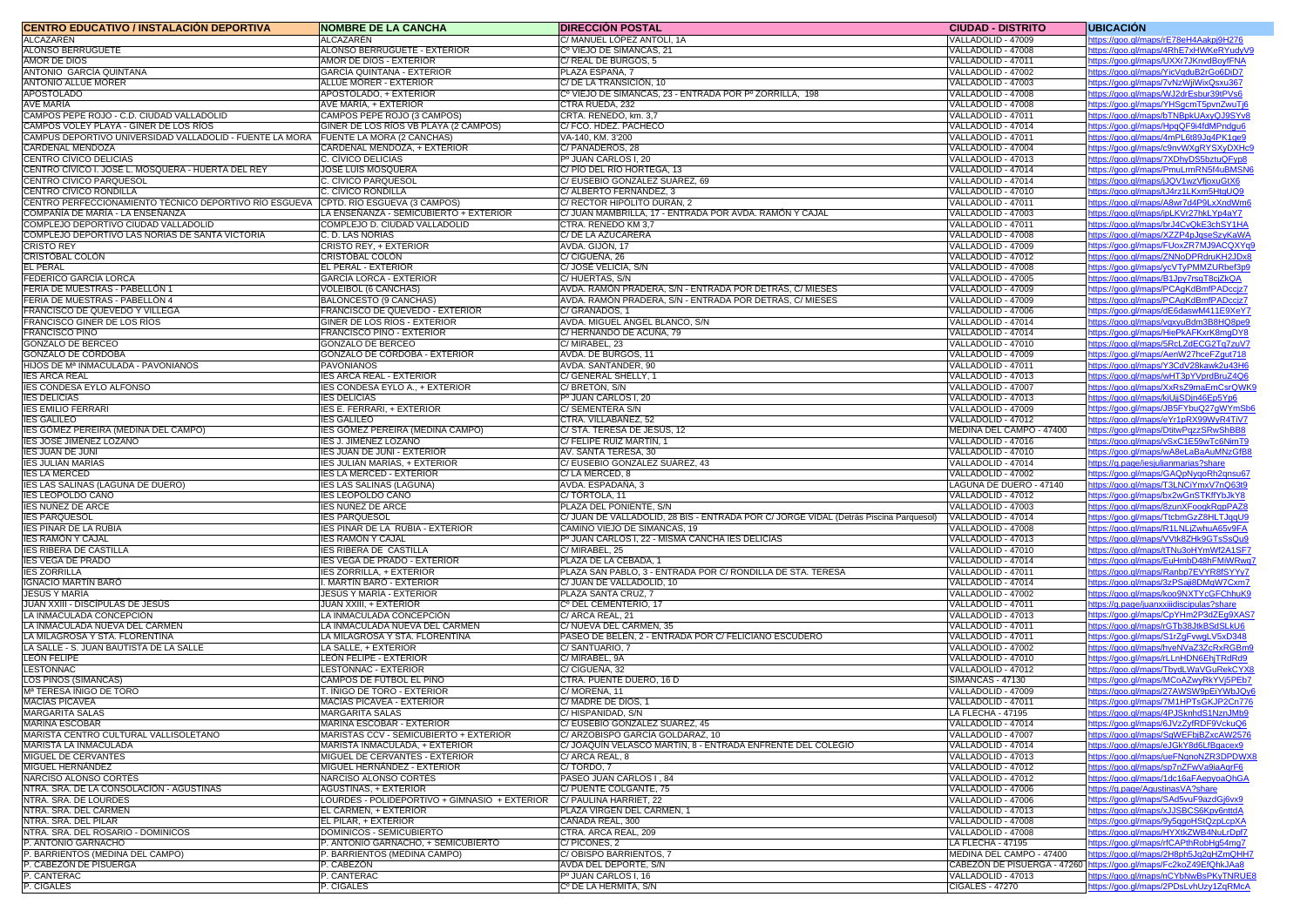| CENTRO EDUCATIVO / INSTALACIÓN DEPORTIVA | NOMBRE DE LA CANCHA | DIRECCIÓN POSTAL | CIUDAD - DISTRITO | UBICACIÓN |
|---|---|---|---|---|
| ALCAZARÉN | ALCAZARÉN | C/ MANUEL LÓPEZ ANTOLÍ, 1A | VALLADOLID - 47009 | https://goo.gl/maps/rE78eH4Aakpj9H276 |
| ALONSO BERRUGUETE | ALONSO BERRUGUETE - EXTERIOR | Cº VIEJO DE SIMANCAS, 21 | VALLADOLID - 47008 | https://goo.gl/maps/4RhE7xHWKeRYudyV9 |
| AMOR DE DIOS | AMOR DE DIOS - EXTERIOR | C/ REAL DE BURGOS, 5 | VALLADOLID - 47011 | https://goo.gl/maps/UXXr7JKnvdBoyfFNA |
| ANTONIO GARCÍA QUINTANA | GARCÍA QUINTANA - EXTERIOR | PLAZA ESPAÑA, 7 | VALLADOLID - 47002 | https://goo.gl/maps/YicVqduB2rGo6DiD7 |
| ANTONIO ALLUÉ MORER | ALLUÉ MORER - EXTERIOR | C/ DE LA TRANSICIÓN, 10 | VALLADOLID - 47003 | https://goo.gl/maps/7vNzWjWixQsxu367 |
| APOSTOLADO | APOSTOLADO, + EXTERIOR | Cº VIEJO DE SIMANCAS, 23 - ENTRADA POR Pº ZORRILLA, 198 | VALLADOLID - 47008 | https://goo.gl/maps/WJ2drEsbur39tPVs6 |
| AVE MARÍA | AVE MARÍA, + EXTERIOR | CTRA RUEDA, 232 | VALLADOLID - 47008 | https://goo.gl/maps/YHSgcmT5pvnZwuTj6 |
| CAMPOS PEPE ROJO - C.D. CIUDAD VALLADOLID | CAMPOS PEPE ROJO (3 CAMPOS) | CRTA. RENEDO, km. 3,7 | VALLADOLID - 47011 | https://goo.gl/maps/bTNBpkUAxyQJ9SYv8 |
| CAMPOS VOLEY PLAYA - GINER DE LOS RÍOS | GINER DE LOS RÍOS VB PLAYA (2 CAMPOS) | C/ FCO. HDEZ. PACHECO | VALLADOLID - 47014 | https://goo.gl/maps/HpqQF9i4fdMPndgu6 |
| CAMPUS DEPORTIVO UNIVERSIDAD VALLADOLID - FUENTE LA MORA | FUENTE LA MORA (2 CANCHAS) | VA-140, KM. 3'200 | VALLADOLID - 47011 | https://goo.gl/maps/4mPL6t89Jq4PK1qe9 |
| CARDENAL MENDOZA | CARDENAL MENDOZA, + EXTERIOR | C/ PANADEROS, 28 | VALLADOLID - 47004 | https://goo.gl/maps/c9nvWXgRYSXyDXHc9 |
| CENTRO CÍVICO DELICIAS | C. CÍVICO DELICIAS | Pº JUAN CARLOS I, 20 | VALLADOLID - 47013 | https://goo.gl/maps/7XDhyDS5btuQFyp8 |
| CENTRO CÍVICO J. JOSÉ L. MOSQUERA - HUERTA DEL REY | JOSÉ LUIS MOSQUERA | C/ PÍO DEL RÍO HORTEGA, 13 | VALLADOLID - 47014 | https://goo.gl/maps/PmuLmRN5f4uBdMSN6 |
| CENTRO CÍVICO PARQUESOL | C. CÍVICO PARQUESOL | C/ EUSEBIO GONZÁLEZ SUÁREZ, 69 | VALLADOLID - 47014 | https://goo.gl/maps/iJQV1wzVfioxuGtX6 |
| CENTRO CÍVICO RONDILLA | C. CÍVICO RONDILLA | C/ ALBERTO FERNÁNDEZ, 3 | VALLADOLID - 47010 | https://goo.gl/maps/tJ4rz1LKxm5HtqUQ9 |
| CENTRO PERFECCIONAMIENTO TÉCNICO DEPORTIVO RÍO ESGUEVA | CPTD. RÍO ESGUEVA (3 CAMPOS) | C/ RECTOR HIPÓLITO DURÁN, 2 | VALLADOLID - 47011 | https://goo.gl/maps/A8wr7d4P9LxXndWm6 |
| COMPAÑÍA DE MARÍA - LA ENSEÑANZA | LA ENSEÑANZA - SEMICUBIERTO + EXTERIOR | C/ JUAN MAMBRILLA, 17 - ENTRADA POR AVDA. RAMÓN Y CAJAL | VALLADOLID - 47003 | https://goo.gl/maps/ipLKVr27hkLYp4aY7 |
| COMPLEJO DEPORTIVO CIUDAD VALLADOLID | COMPLEJO D. CIUDAD VALLADOLID | CTRA. RENEDO KM 3,7 | VALLADOLID - 47011 | https://goo.gl/maps/brJ4CvQkE3chSY1HA |
| COMPLEJO DEPORTIVO LAS NORIAS DE SANTA VICTORIA | C. D. LAS NORIAS | C/ DE LA AZUCARERA | VALLADOLID - 47008 | https://goo.gl/maps/XZZP4pJqseSzyKaWA |
| CRISTO REY | CRISTO REY, + EXTERIOR | AVDA. GIJÓN, 17 | VALLADOLID - 47009 | https://goo.gl/maps/FUoxZR7MJ9ACQXYq9 |
| CRISTÓBAL COLÓN | CRISTÓBAL COLÓN | C/ CIGÜEÑA, 26 | VALLADOLID - 47012 | https://goo.gl/maps/ZNNoDPRdruKH2JDx8 |
| EL PERAL | EL PERAL - EXTERIOR | C/ JOSÉ VELICIA, S/N | VALLADOLID - 47008 | https://goo.gl/maps/ycVTyPMMZURbef3p9 |
| FEDERICO GARCÍA LORCA | GARCÍA LORCA - EXTERIOR | C/ HUERTAS, S/N | VALLADOLID - 47005 | https://goo.gl/maps/B1Jpv7rsqT8cjZkQA |
| FERIA DE MUESTRAS - PABELLÓN 1 | VOLEIBOL (6 CANCHAS) | AVDA. RAMÓN PRADERA, S/N - ENTRADA POR DETRÁS, C/ MIESES | VALLADOLID - 47009 | https://goo.gl/maps/PCAgKdBmfPADccjz7 |
| FERIA DE MUESTRAS - PABELLÓN 4 | BALONCESTO (9 CANCHAS) | AVDA. RAMÓN PRADERA, S/N - ENTRADA POR DETRÁS, C/ MIESES | VALLADOLID - 47009 | https://goo.gl/maps/PCAgKdBmfPADccjz7 |
| FRANCISCO DE QUEVEDO Y VILLEGA | FRANCISCO DE QUEVEDO - EXTERIOR | C/ GRANADOS, 1 | VALLADOLID - 47006 | https://goo.gl/maps/dE6daswM411E9XeY7 |
| FRANCISCO GINER DE LOS RÍOS | GINER DE LOS RÍOS - EXTERIOR | AVDA. MIGUEL ÁNGEL BLANCO, S/N | VALLADOLID - 47014 | https://goo.gl/maps/vqxyuBdm3B8HQ8pe9 |
| FRANCISCO PINO | FRANCISCO PINO - EXTERIOR | C/ HERNANDO DE ACUÑA, 79 | VALLADOLID - 47014 | https://goo.gl/maps/HiePkAFKxrK8mgDY8 |
| GONZALO DE BERCEO | GONZALO DE BERCEO | C/ MIRABEL, 23 | VALLADOLID - 47010 | https://goo.gl/maps/5RcLZdECG2Tq7zuV7 |
| GONZALO DE CÓRDOBA | GONZALO DE CÓRDOBA - EXTERIOR | AVDA. DE BURGOS, 11 | VALLADOLID - 47009 | https://goo.gl/maps/AenW27hceFZgut718 |
| HIJOS DE Mª INMACULADA - PAVONIANOS | PAVONIANOS | AVDA. SANTANDER, 90 | VALLADOLID - 47011 | https://goo.gl/maps/Y3CdV28kawk2u43H6 |
| IES ARCA REAL | IES ARCA REAL - EXTERIOR | C/ GENERAL SHELLY, 1 | VALLADOLID - 47013 | https://goo.gl/maps/wHT3pYVprdBruZ4Q6 |
| IES CONDESA EYLO ALFONSO | IES CONDESA EYLO A., + EXTERIOR | C/ BRETÓN, S/N | VALLADOLID - 47007 | https://goo.gl/maps/XxRsZ9maEmCsrQWK9 |
| IES DELICIAS | IES DELICIAS | Pº JUAN CARLOS I, 20 | VALLADOLID - 47013 | https://goo.gl/maps/kiUjjSDjn46Ep5Yp6 |
| IES EMILIO FERRARI | IES E. FERRARI, + EXTERIOR | C/ SEMENTERA S/N | VALLADOLID - 47009 | https://goo.gl/maps/JB5FYbuQ27gWYmSb6 |
| IES GALILEO | IES GALILEO | CTRA. VILLABAÑEZ, 52 | VALLADOLID - 47012 | https://goo.gl/maps/eYr1pRX99WyR4TiV7 |
| IES GÓMEZ PEREIRA (MEDINA DEL CAMPO) | IES GÓMEZ PEREIRA (MEDINA CAMPO) | C/ STA. TERESA DE JESÚS, 12 | MEDINA DEL CAMPO - 47400 | https://goo.gl/maps/DtitwPqzzSRwShBB8 |
| IES JOSÉ JIMÉNEZ LOZANO | IES J. JIMÉNEZ LOZANO | C/ FELIPE RUIZ MARTÍN, 1 | VALLADOLID - 47016 | https://goo.gl/maps/vSxC1E59wTc6NimT9 |
| IES JUAN DE JUNI | IES JUAN DE JUNI - EXTERIOR | AV. SANTA TERESA, 30 | VALLADOLID - 47010 | https://goo.gl/maps/wA8eLaBaAuMNzGfB8 |
| IES JULIÁN MARÍAS | IES JULIÁN MARÍAS, + EXTERIOR | C/ EUSEBIO GONZÁLEZ SUÁREZ, 43 | VALLADOLID - 47014 | https://g.page/iesjulianmarias?share |
| IES LA MERCED | IES LA MERCED - EXTERIOR | C/ LA MERCED, 8 | VALLADOLID - 47002 | https://goo.gl/maps/GAQpNyqoRh2qnsu67 |
| IES LAS SALINAS (LAGUNA DE DUERO) | IES LAS SALINAS (LAGUNA) | AVDA. ESPADAÑA, 3 | LAGUNA DE DUERO - 47140 | https://goo.gl/maps/T3LNCiYmxV7nQ63t9 |
| IES LEOPOLDO CANO | IES LEOPOLDO CANO | C/ TÓRTOLA, 11 | VALLADOLID - 47012 | https://goo.gl/maps/bx2wGnSTKffYbJkY8 |
| IES NÚÑEZ DE ARCE | IES NÚÑEZ DE ARCE | PLAZA DEL PONIENTE, S/N | VALLADOLID - 47003 | https://goo.gl/maps/8zunXFoogkRqpPAZ8 |
| IES PARQUESOL | IES PARQUESOL | C/ JUAN DE VALLADOLID, 28 BIS - ENTRADA POR C/ JORGE VIDAL (Detrás Piscina Parquesol) | VALLADOLID - 47014 | https://goo.gl/maps/TtcbmGzZ8HLTJqqU9 |
| IES PINAR DE LA RUBIA | IES PINAR DE LA RUBIA - EXTERIOR | CAMINO VIEJO DE SIMANCAS, 19 | VALLADOLID - 47008 | https://goo.gl/maps/R1LNLjZwhuA65v9FA |
| IES RAMÓN Y CAJAL | IES RAMÓN Y CAJAL | Pº JUAN CARLOS I, 22 - MISMA CANCHA IES DELICIAS | VALLADOLID - 47013 | https://goo.gl/maps/VVtk8ZHk9GTsSsQu9 |
| IES RIBERA DE CASTILLA | IES RIBERA DE CASTILLA | C/ MIRABEL, 25 | VALLADOLID - 47010 | https://goo.gl/maps/tTNu3oHYmWf2A1SF7 |
| IES VEGA DE PRADO | IES VEGA DE PRADO - EXTERIOR | PLAZA DE LA CEBADA, 1 | VALLADOLID - 47014 | https://goo.gl/maps/EuHmbD48hFMiWRwq7 |
| IES ZORRILLA | IES ZORRILLA, + EXTERIOR | PLAZA SAN PABLO, 3 - ENTRADA POR C/ RONDILLA DE STA. TERESA | VALLADOLID - 47011 | https://goo.gl/maps/Ranbp7EVYR8fSYYy7 |
| IGNACIO MARTÍN BARÓ | I. MARTÍN BARÓ - EXTERIOR | C/ JUAN DE VALLADOLID, 10 | VALLADOLID - 47014 | https://goo.gl/maps/3zPSajj8DMqW7Cxm7 |
| JESÚS Y MARÍA | JESÚS Y MARÍA - EXTERIOR | PLAZA SANTA CRUZ, 7 | VALLADOLID - 47002 | https://goo.gl/maps/koo9NXTYcGFChhuK9 |
| JUAN XXIII - DISCÍPULAS DE JESÚS | JUAN XXIII, + EXTERIOR | Cº DEL CEMENTERIO, 17 | VALLADOLID - 47011 | https://g.page/juanxxiiidiscipulas?share |
| LA INMACULADA CONCEPCIÓN | LA INMACULADA CONCEPCIÓN | C/ ARCA REAL, 21 | VALLADOLID - 47013 | https://goo.gl/maps/CpYHm2P3dZEg9XAS7 |
| LA INMACULADA NUEVA DEL CARMEN | LA INMACULADA NUEVA DEL CARMEN | C/ NUEVA DEL CARMEN, 35 | VALLADOLID - 47011 | https://goo.gl/maps/rGTb38JtkBSdSLkU6 |
| LA MILAGROSA Y STA. FLORENTINA | LA MILAGROSA Y STA. FLORENTINA | PASEO DE BELÉN, 2 - ENTRADA POR C/ FELICIANO ESCUDERO | VALLADOLID - 47011 | https://goo.gl/maps/S1rZgFvwgLV5xD348 |
| LA SALLE - S. JUAN BAUTISTA DE LA SALLE | LA SALLE, + EXTERIOR | C/ SANTUARIO, 7 | VALLADOLID - 47002 | https://goo.gl/maps/hyeNVaZ3ZcRxRGBm9 |
| LEÓN FELIPE | LEÓN FELIPE - EXTERIOR | C/ MIRABEL, 9A | VALLADOLID - 47010 | https://goo.gl/maps/rLLnHDN6EhjTRdRd9 |
| LESTONNAC | LESTONNAC - EXTERIOR | C/ CIGÜEÑA, 32 | VALLADOLID - 47012 | https://goo.gl/maps/TbydLWaVGuRekCYX8 |
| LOS PINOS (SIMANCAS) | CAMPOS DE FÚTBOL EL PINO | CTRA. PUENTE DUERO, 16 D | SIMANCAS - 47130 | https://goo.gl/maps/MCoAZwyRkYVj5PEb7 |
| Mª TERESA ÍÑIGO DE TORO | T. ÍÑIGO DE TORO - EXTERIOR | C/ MORENA, 11 | VALLADOLID - 47009 | https://goo.gl/maps/27AWSW9pEiYWbJQy6 |
| MACÍAS PICAVEA | MACÍAS PICAVEA - EXTERIOR | C/ MADRE DE DIOS, 1 | VALLADOLID - 47011 | https://goo.gl/maps/7M1HPTsGKJP2Cn776 |
| MARGARITA SALAS | MARGARITA SALAS | C/ HISPANIDAD, S/N | LA FLECHA - 47195 | https://goo.gl/maps/4PJSknhdS1NznJMb9 |
| MARINA ESCOBAR | MARINA ESCOBAR - EXTERIOR | C/ EUSEBIO GONZÁLEZ SUÁREZ, 45 | VALLADOLID - 47014 | https://goo.gl/maps/6JVzZyfRDF9VckuQ6 |
| MARISTA CENTRO CULTURAL VALLISOLETANO | MARISTAS CCV - SEMICUBIERTO + EXTERIOR | C/ ARZOBISPO GARCÍA GOLDARAZ, 10 | VALLADOLID - 47007 | https://goo.gl/maps/SqWEFbjBZxcAW2576 |
| MARISTA LA INMACULADA | MARISTA INMACULADA, + EXTERIOR | C/ JOAQUÍN VELASCO MARTÍN, 8 - ENTRADA ENFRENTE DEL COLEGIO | VALLADOLID - 47014 | https://goo.gl/maps/eJGkY8d6LfBgacex9 |
| MIGUEL DE CERVANTES | MIGUEL DE CERVANTES - EXTERIOR | C/ ARCA REAL, 8 | VALLADOLID - 47013 | https://goo.gl/maps/ueFNqnoNZR3DPDWX8 |
| MIGUEL HERNÁNDEZ | MIGUEL HERNÁNDEZ - EXTERIOR | C/ TORDO, 7 | VALLADOLID - 47012 | https://goo.gl/maps/sp7nZFwVa9iaAqrF6 |
| NARCISO ALONSO CORTÉS | NARCISO ALONSO CORTÉS | PASEO JUAN CARLOS I , 84 | VALLADOLID - 47012 | https://goo.gl/maps/1dc16aFAepyoaQhGA |
| NTRA. SRA. DE LA CONSOLACIÓN - AGUSTINAS | AGUSTINAS, + EXTERIOR | C/ PUENTE COLGANTE, 75 | VALLADOLID - 47006 | https://g.page/AgustinasVA?share |
| NTRA. SRA. DE LOURDES | LOURDES - POLIDEPORTIVO + GIMNASIO + EXTERIOR | C/ PAULINA HARRIET, 22 | VALLADOLID - 47006 | https://goo.gl/maps/SAd5vuF9azdGj6vx9 |
| NTRA. SRA. DEL CARMEN | EL CARMEN, + EXTERIOR | PLAZA VIRGEN DEL CARMEN, 1 | VALLADOLID - 47013 | https://goo.gl/maps/xJJSBCS6Kpv6nttdA |
| NTRA. SRA. DEL PILAR | EL PILAR, + EXTERIOR | CAÑADA REAL, 300 | VALLADOLID - 47008 | https://goo.gl/maps/9y5qgoHStQzpLcpXA |
| NTRA. SRA. DEL ROSARIO - DOMINICOS | DOMINICOS - SEMICUBIERTO | CTRA. ARCA REAL, 209 | VALLADOLID - 47008 | https://goo.gl/maps/HYXtkZWB4NuLrDpf7 |
| P. ANTONIO GARNACHO | P. ANTONIO GARNACHO, + SEMICUBIERTO | C/ PICONES, 2 | LA FLECHA - 47195 | https://goo.gl/maps/rfCAPthRobHg54mg7 |
| P. BARRIENTOS (MEDINA DEL CAMPO) | P. BARRIENTOS (MEDINA CAMPO) | C/ OBISPO BARRIENTOS, 7 | MEDINA DEL CAMPO - 47400 | https://goo.gl/maps/2H8ph5Jq2qHZmQHH7 |
| P. CABEZÓN DE PISUERGA | P. CABEZÓN | AVDA DEL DEPORTE, S/N | CABEZÓN DE PISUERGA - 47260 | https://goo.gl/maps/Fc2koZ49EfQhkJAa8 |
| P. CANTERAC | P. CANTERAC | Pº JUAN CARLOS I, 16 | VALLADOLID - 47013 | https://goo.gl/maps/nCYbNwBsPKyTNRUE8 |
| P. CIGALES | P. CIGALES | Cº DE LA HERMITA, S/N | CIGALES - 47270 | https://goo.gl/maps/2PDsLvhUzy1ZqRMcA |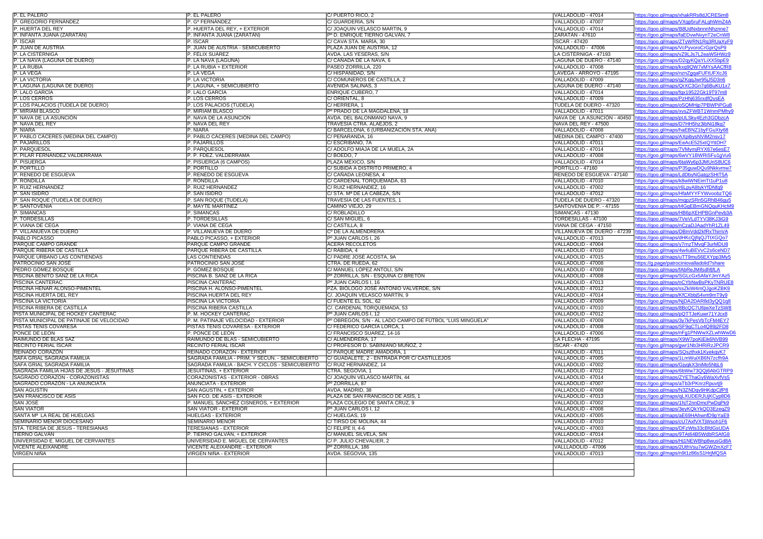| | | | | |
|---|---|---|---|---|
| P. EL PALERO | P. EL PALERO | C/ PUERTO RICO, 2 | VALLADOLID - 47014 | https://goo.gl/maps/xhakRRs8dJCRE5im8 |
| P. GREGORIO FERNÁNDEZ | P. Gº FERNÁNDEZ | C/ GUARDERÍA, S/N | VALLADOLID - 47007 | https://goo.gl/maps/VXgp5ruFALghWmZ4A |
| P. HUERTA DEL REY | P. HUERTA DEL REY, + EXTERIOR | C/ JOAQUIN VELASCO MARTIN, 9 | VALLADOLID - 47014 | https://goo.gl/maps/B8UdNxbnnnNhznne7 |
| P. INFANTA JUANA (ZARATÁN) | P. INFANTA JUANA (ZARATÁN) | Pº D. ENRIQUE TIERNO GALVÁN, 7 | ZARATÁN - 47610 | https://goo.gl/maps/faEDvwNvynT2eCnW8 |
| P. ISCAR | P. ISCAR | C/ CAVA STA. MARÍA, 30 | ISCAR - 47420 | https://goo.gl/maps/ZTyWRN1Rq3RUaXyF9 |
| P. JUAN DE AUSTRIA | P. JUAN DE AUSTRIA - SEMICUBIERTO | PLAZA JUAN DE AUSTRIA, 12 | VALLADOLID - 47006 | https://goo.gl/maps/VcPyvoroCrGprQsP9 |
| P. LA CISTÉRNIGA | P. FÉLIX SUÁREZ | AVDA. LAS YESERAS, S/N | LA CISTÉRNIGA - 47193 | https://goo.gl/maps/vZ9LJs7L2eaWSHWz9 |
| P. LA NAVA (LAGUNA DE DUERO) | P. LA NAVA (LAGUNA) | C/ CAÑADA DE LA NAVA, 6 | LAGUNA DE DUERO - 47140 | https://goo.gl/maps/D2qyKQaYLiXX5bpE9 |
| P. LA RUBIA | P. LA RUBIA + EXTERIOR | PASEO ZORRILLA, 220 | VALLADOLID - 47008 | https://goo.gl/maps/kxq9QW7vMYsAACfR8 |
| P. LA VEGA | P. LA VEGA | C/ HISPANIDAD, S/N | LAVEGA - ARROYO - 47195 | https://goo.gl/maps/nznZgqaFUFtUFXcJ6 |
| P. LA VICTORIA | P. LA VICTORIA | C/ COMUNEROS DE CASTILLA, 2 | VALLADOLID - 47009 | https://goo.gl/maps/qZKqqJwr95jJ5D3n6 |
| P. LAGUNA (LAGUNA DE DUERO) | P. LAGUNA, + SEMICUBIERTO | AVENIDA SALINAS, 3 | LAGUNA DE DUERO - 47140 | https://goo.gl/maps/QrXC3Gn7q6BuKU1x7 |
| P. LALO GARCÍA | P. LALO GARCÍA | ENRIQUE CUBERO, 7 | VALLADOLID - 47014 | https://goo.gl/maps/fqx19522Gk19T97m8 |
| P. LOS CERROS | P. LOS CERROS | C/ ORIENTAL, 8 | VALLADOLID - 47009 | https://goo.gl/maps/PzHh635rxdfQysEA |
| P. LOS PALACIOS (TUDELA DE DUERO) | P. LOS PALACIOS (TUDELA) | C/ HERRERA, 1 | TUDELA DE DUERO - 47320 | https://goo.gl/maps/oSQMHip7PBWPiPGu8 |
| P. MIRIAM BLASCO | P. MIRIAM BLASCO | Pº PRADO DE LA MAGDALENA, 18 | VALLADOLID - 47011 | https://goo.gl/maps/xvsZFWBT1WnmPMhy9 |
| P. NAVA DE LA ASUNCIÓN | P. NAVA DE LA ASUNCIÓN | AVDA. DEL BALONMANO NAVA, 9 | NAVA DE LA ASUNCIÓN - 40450 | https://goo.gl/maps/pULSky4Ezh3GDbzcA |
| P. NAVA DEL REY | P. NAVA DEL REY | TRAVESÍA CTRA. ALAEJOS, 2 | NAVA DEL REY - 47500 | https://goo.gl/maps/D7HH5hz3ibNi18kq7 |
| P. NIARA | P. NIARA | C/ BARCELONA, 6 (URBANIZACIÓN STA. ANA) | VALLADOLID - 47008 | https://goo.gl/maps/haEBNZ1byFGuXty68 |
| P. PABLO CÁCERES (MEDINA DEL CAMPO) | P. PABLO CÁCERES (MEDINA DEL CAMPO) | C/ PEÑARANDA, 16 | MEDINA DEL CAMPO - 47400 | https://goo.gl/maps/AXpibysNViM2nsv17 |
| P. PAJARILLOS | P. PAJARILLOS | C/ ESCRIBANO, 7A | VALLADOLID - 47011 | https://goo.gl/maps/EeAcE525xtQYttDH7 |
| P. PARQUESOL | P. PARQUESOL | C/ ADOLFO MIAJA DE LA MUELA, 2A | VALLADOLID - 47014 | https://goo.gl/maps/7VMvmjRYX67e6esE7 |
| P. PILAR FERNÁNDEZ VALDERRAMA | P. P. FDEZ. VALDERRAMA | C/ BOEDO, 7 | VALLADOLID - 47008 | https://goo.gl/maps/6wVY1BWRiSFu1gVu6 |
| P. PISUERGA | P. PISUERGA (6 CAMPOS) | PLAZA MÉXICO, S/N | VALLADOLID - 47014 | https://goo.gl/maps/6taWy6p3JMUnS8UC6 |
| P. PORTILLO | P. PORTILLO | C/ SUBIDA A DISTRITO PRIMERO, 4 | PORTILLO - 47160 | https://goo.gl/maps/P35guwDQu9Nkkvmw7 |
| P. RENEDO DE ESGUEVA | P. RENEDO DE ESGUEVA | C/ CAÑADA LEONESA, 4 | RENEDO DE ESGUEVA - 47140 | https://goo.gl/maps/LdDbyNGatgzSHtT5A |
| P. RONDILLA | P. RONDILLA | C/ CARDENAL TORQUEMADA, 63 | VALLADOLID - 47010 | https://goo.gl/maps/k8wiWNEimTt1uP1u8 |
| P. RUIZ HERNÁNDEZ | P. RUIZ HERNÁNDEZ | C/ RUIZ HERNÁNDEZ, 16 | VALLADOLID - 47002 | https://goo.gl/maps/r6LpyA8tykYfDNfq9 |
| P. SAN ISIDRO | P. SAN ISIDRO | C/ STA. Mª DE LA CABEZA, S/N | VALLADOLID - 47012 | https://goo.gl/maps/HfaMYYFYWvoobzTQ6 |
| P. SAN ROQUE (TUDELA DE DUERO) | P. SAN ROQUE (TUDELA) | TRAVESÍA DE LAS FUENTES, 1 | TUDELA DE DUERO - 47320 | https://goo.gl/maps/mqpzSRn5GRhB46qu5 |
| P. SANTOVENIA | P. MAYTE MARTÍNEZ | CAMINO VIEJO, 29 | SANTOVENIA DE P. - 47155 | https://goo.gl/maps/t4GqEBmGNQquKHcM9 |
| P. SIMANCAS | P. SIMANCAS | C/ ROBLADILLO | SIMANCAS - 47130 | https://goo.gl/maps/HB6pXEHPBGnPeyb3A |
| P. TORDESILLAS | P. TORDESILLAS | C/ SAN MIGUEL, 6 | TORDESILLAS - 47100 | https://goo.gl/maps/7VeVLdTYV38KJ3iG9 |
| P. VIANA DE CEGA | P. VIANA DE CEGA | C/ CASTILLA, 8 | VIANA DE CEGA - 47150 | https://goo.gl/maps/nCzaDJAadYhR1ZL49 |
| P. VILLANUEVA DE DUERO | P. VILLANUEVA DE DUERO | Cº DE LA ALMENDRERA | VILLANUEVA DE DUERO - 47239 | https://goo.gl/maps/DBmVdd2kfRxThinVA |
| PABLO PICASSO | PABLO PICASSO, + EXTERIOR | Pº JUAN CARLOS I, 26 | VALLADOLID - 47013 | https://goo.gl/maps/dHKcQjfqQJTtXGQo7 |
| PARQUE CAMPO GRANDE | PARQUE CAMPO GRANDE | ACERA RECOLETOS | VALLADOLID - 47004 | https://goo.gl/maps/y7rnzTMvqF3urMDU8 |
| PARQUE RIBERA DE CASTILLA | PARQUE RIBERA DE CASTILLA | C/ RÁBIDA, 4 | VALLADOLID - 47010 | https://goo.gl/maps/4w4uBEVvC2s6ceND7 |
| PARQUE URBANO LAS CONTIENDAS | LAS CONTIENDAS | C/ PADRE JOSÉ ACOSTA, 9A | VALLADOLID - 47015 | https://goo.gl/maps/uTT9mu56EXYpp3My5 |
| PATROCINIO SAN JOSÉ | PATROCINIO SAN JOSÉ | CTRA. DE RUEDA, 62 | VALLADOLID - 47008 | https://g.page/patrociniovalladolid?share |
| PEDRO GÓMEZ BOSQUE | P. GÓMEZ BOSQUE | C/ MANUEL LÓPEZ ANTOLÍ, S/N | VALLADOLID - 47009 | https://goo.gl/maps/fAbReJMifsdhfifLA |
| PISCINA BENITO SANZ DE LA RICA | PISCINA B. SANZ DE LA RICA | Pº ZORRILLA, S/N - ESQUINA C/ BRETÓN | VALLADOLID - 47008 | https://goo.gl/maps/SGLcGx5AfaYJmYAz5 |
| PISCINA CANTERAC | PISCINA CANTERAC | Pº JUAN CARLOS I, 16 | VALLADOLID - 47013 | https://goo.gl/maps/nCYbNwBsPKyTNRUE8 |
| PISCINA HENAR ALONSO-PIMENTEL | PISCINA H. ALONSO-PIMENTEL | PZA. BIÓLOGO JOSÉ ANTONIO VALVERDE, S/N | VALLADOLID - 47012 | https://goo.gl/maps/ssZkiW4mQJgoKZBK9 |
| PISCINA HUERTA DEL REY | PISCINA HUERTA DEL REY | C/. JOAQUIN VELASCO MARTÍN, 9 | VALLADOLID - 47014 | https://goo.gl/maps/KfCXbbj54vm9mT9y9 |
| PISCINA LA VICTORIA | PISCINA LA VICTORIA | C/ FUENTE EL SOL, 62 | VALLADOLID - 47009 | https://goo.gl/maps/NjDA2DAR8d3yQQ1q8 |
| PISCINA RIBERA DE CASTILLA | PISCINA RIBERA CASTILLA | C/. CARDENAL TORQUEMADA, 53 | VALLADOLID - 47010 | https://goo.gl/maps/8BcQC7U6jwXeTzSW8 |
| PISTA MUNICIPAL DE HOCKEY CANTERAC | P. M. HOCKEY CANTERAC | Pº JUAN CARLOS I, 12 | VALLADOLID - 47012 | https://goo.gl/maps/pQTTJeKuwr71YJcx8 |
| PISTA MUNICIPAL DE PATINAJE DE VELOCIDAD | P. M. PATINAJE VELOCIDAD - EXTERIOR | Pº OBREGÓN, S/N - AL LADO CAMPO DE FÚTBOL "LUIS MINGUELA" | VALLADOLID - 47009 | https://goo.gl/maps/3y7kPesVbTcFM4EY7 |
| PISTAS TENIS COVARESA | PISTAS TENIS COVARESA - EXTERIOR | C/ FEDERICO GARCÍA LORCA, 1 | VALLADOLID - 47008 | https://goo.gl/maps/SF9qCTLo4Q89j2FD8 |
| PONCE DE LEÓN | P. PONCE DE LEÓN | C/ FRANCISCO SUÁREZ, 14-16 | VALLADOLID - 47006 | https://goo.gl/maps/nFg1PNWwXZLwhWwD6 |
| RAIMUNDO DE BLAS SAZ | RAIMUNDO DE BLAS - SEMICUBIERTO | C/ ALMENDRERA, 17 | LA FLECHA - 47195 | https://goo.gl/maps/X9W7poKiEik6NVB99 |
| RECINTO FERIAL ÍSCAR | RECINTO FERIAL ÍSCAR | C/ PROFESOR D. SABINIANO MUÑOZ, 2 | ÍSCAR - 47420 | https://goo.gl/maps/gwr1Nb3HRiRzJPCR9 |
| REINADO CORAZÓN | REINADO CORAZÓN - EXTERIOR | C/ PARQUE MADRE AMADORA, 1 | VALLADOLID - 47011 | https://goo.gl/maps/SQszthxk1KyekqyK7 |
| SAFA GRIAL SAGRADA FAMILIA | SAGRADA FAMILIA - PRIM. Y SECUN. - SEMICUBIERTO | C/ GUADALETE, 2 - ENTRADA POR C/ CASTILLEJOS | VALLADOLID - 47005 | https://goo.gl/maps/1LmWuiXB6N7zcfh9A |
| SAFA GRIAL SAGRADA FAMILIA | SAGRADA FAMILIA - BACH. Y CICLOS - SEMICUBIERTO | C/ RUIZ HERNÁNDEZ, 14 | VALLADOLID - 47002 | https://goo.gl/maps/GjyqkX3niMo5NtjL6 |
| SAGRADA FAMILIA HIJAS DE JESÚS - JESUITINAS | JESUITINAS, + EXTERIOR | CTRA. SEGOVIA, 1 | VALLADOLID - 47012 | https://goo.gl/maps/6bWw73QQj6AbGTRP9 |
| SAGRADO CORAZÓN - CORAZONISTAS | CORAZONISTAS - EXTERIOR - OBRAS | C/ JOAQUIN VELASCO MARTÍN, 44 | VALLADOLID - 47014 | https://goo.gl/maps/ZYETHaGy6WaXvfVs5 |
| SAGRADO CORAZÓN - LA ANUNCIATA | ANUNCIATA - EXTERIOR | Pº ZORRILLA, 87 | VALLADOLID - 47007 | https://goo.gl/maps/aTb3rPKnrzRpuvtj9 |
| SAN AGUSTÍN | SAN AGUSTÍN, + EXTERIOR | AVDA. MADRID, 38 | VALLADOLID - 47008 | https://goo.gl/maps/N3ZNDgv9HKdpCifP8 |
| SAN FRANCISCO DE ASÍS | SAN FCO. DE ASÍS - EXTERIOR | PLAZA DE SAN FRANCISCO DE ASÍS, 1 | VALLADOLID - 47013 | https://goo.gl/maps/qLXUDERJUjKCyp8D6 |
| SAN JOSÉ | P. MANUEL SÁNCHEZ CISNEROS, + EXTERIOR | PLAZA COLEGIO DE SANTA CRUZ, 9 | VALLADOLID - 47002 | https://goo.gl/maps/1hjT2nnDmcPwDqPk9 |
| SAN VIATOR | SAN VIATOR - EXTERIOR | Pº JUAN CARLOS I, 12 | VALLADOLID - 47008 | https://goo.gl/maps/3eyKQkYkQD3EzeqZ9 |
| SANTA Mª LA REAL DE HUELGAS | HUELGAS - EXTERIOR | C/ HUELGAS, 19 | VALLADOLID - 47005 | https://goo.gl/maps/aE69HAhwnfD9pYaE9 |
| SEMINARIO MENOR DIOCESANO | SEMINARIO MENOR | C/ TIRSO DE MOLINA, 44 | VALLADOLID - 47010 | https://goo.gl/maps/cU7AxfVXTjWsoh1F6 |
| STA. TERESA DE JESÚS - TERESIANAS | TERESIANAS - EXTERIOR | C/ FELIPE II, 4-6 | VALLADOLID - 47003 | https://goo.gl/maps/DFzWts33cBfdGsUDA |
| TIERNO GALVÁN | P. TIERNO GALVÁN, + EXTERIOR | C/ MANUEL SILVELA, S/N | VALLADOLID - 47014 | https://goo.gl/maps/9TAt64B5WdbRSAfG8 |
| UNIVERSIDAD E. MIGUEL DE CERVANTES | UNIVERSIDAD E. MIGUEL DE CERVANTES | C/ P. JULIO CHEVALIER, 2 | VALLADOLID - 47012 | https://goo.gl/maps/Hj1NEWBhp8wusGd8A |
| VICENTE ALEIXANDRE | VICENTE ALEIXANDRE - EXTERIOR | Pº ZORRILLA, 186 | VALLLADOLID - 47006 | https://goo.gl/maps/2UthVsu7wGWZmXzF7 |
| VIRGEN NIÑA | VIRGEN NIÑA - EXTERIOR | AVDA. SEGOVIA, 135 | VALLADOLID - 47013 | https://goo.gl/maps/n9t1z86sS1HrjMQSA |